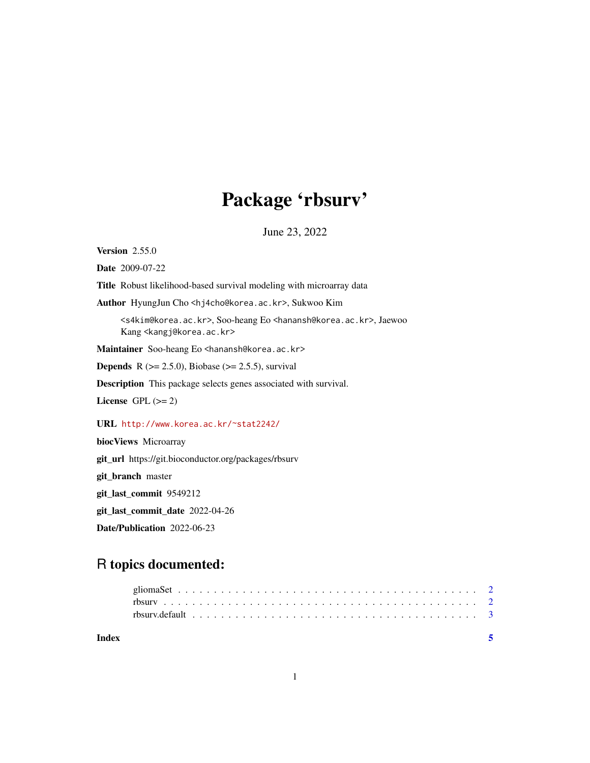# Package 'rbsurv'

June 23, 2022

**Version** 2.55.0

**Date** 2009-07-22

**Title** Robust likelihood-based survival modeling with microarray data

**Author** HyungJun Cho <hj4cho@korea.ac.kr>, Sukwoo Kim <s4kim@korea.ac.kr>, Soo-heang Eo <hanansh@korea.ac.kr>, Jaewoo Kang <kangj@korea.ac.kr>

**Maintainer** Soo-heang Eo <hanansh@korea.ac.kr>

**Depends** R (>= 2.5.0), Biobase (>= 2.5.5), survival

**Description** This package selects genes associated with survival.

**License** GPL (>= 2)

**URL** http://www.korea.ac.kr/~stat2242/

**biocViews** Microarray

**git_url** https://git.bioconductor.org/packages/rbsurv

**git_branch** master

**git_last_commit** 9549212

**git_last_commit_date** 2022-04-26

**Date/Publication** 2022-06-23

## R topics documented:

- gliomaSet . . . . . . . . . . . . . . . . . . . . . . . . . . . . . . . . . . . . . . . . 2
- rbsurv . . . . . . . . . . . . . . . . . . . . . . . . . . . . . . . . . . . . . . . . . 2
- rbsurv.default . . . . . . . . . . . . . . . . . . . . . . . . . . . . . . . . . . . . . 3

**Index** 5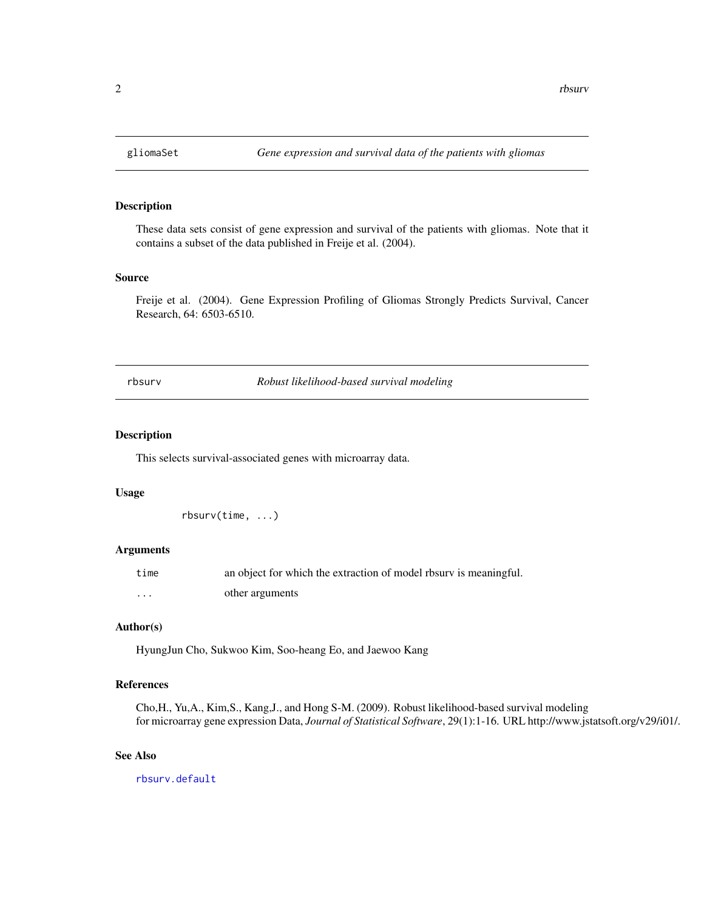## gliomaSet — *Gene expression and survival data of the patients with gliomas*

### Description

These data sets consist of gene expression and survival of the patients with gliomas. Note that it contains a subset of the data published in Freije et al. (2004).

### Source

Freije et al. (2004). Gene Expression Profiling of Gliomas Strongly Predicts Survival, Cancer Research, 64: 6503-6510.

## rbsurv — *Robust likelihood-based survival modeling*

### Description

This selects survival-associated genes with microarray data.

### Usage

```
rbsurv(time, ...)
```

### Arguments

| | |
|---|---|
| `time` | an object for which the extraction of model rbsurv is meaningful. |
| `...` | other arguments |

### Author(s)

HyungJun Cho, Sukwoo Kim, Soo-heang Eo, and Jaewoo Kang

### References

Cho,H., Yu,A., Kim,S., Kang,J., and Hong S-M. (2009). Robust likelihood-based survival modeling for microarray gene expression Data, *Journal of Statistical Software*, 29(1):1-16. URL http://www.jstatsoft.org/v29/i01/.

### See Also

`rbsurv.default`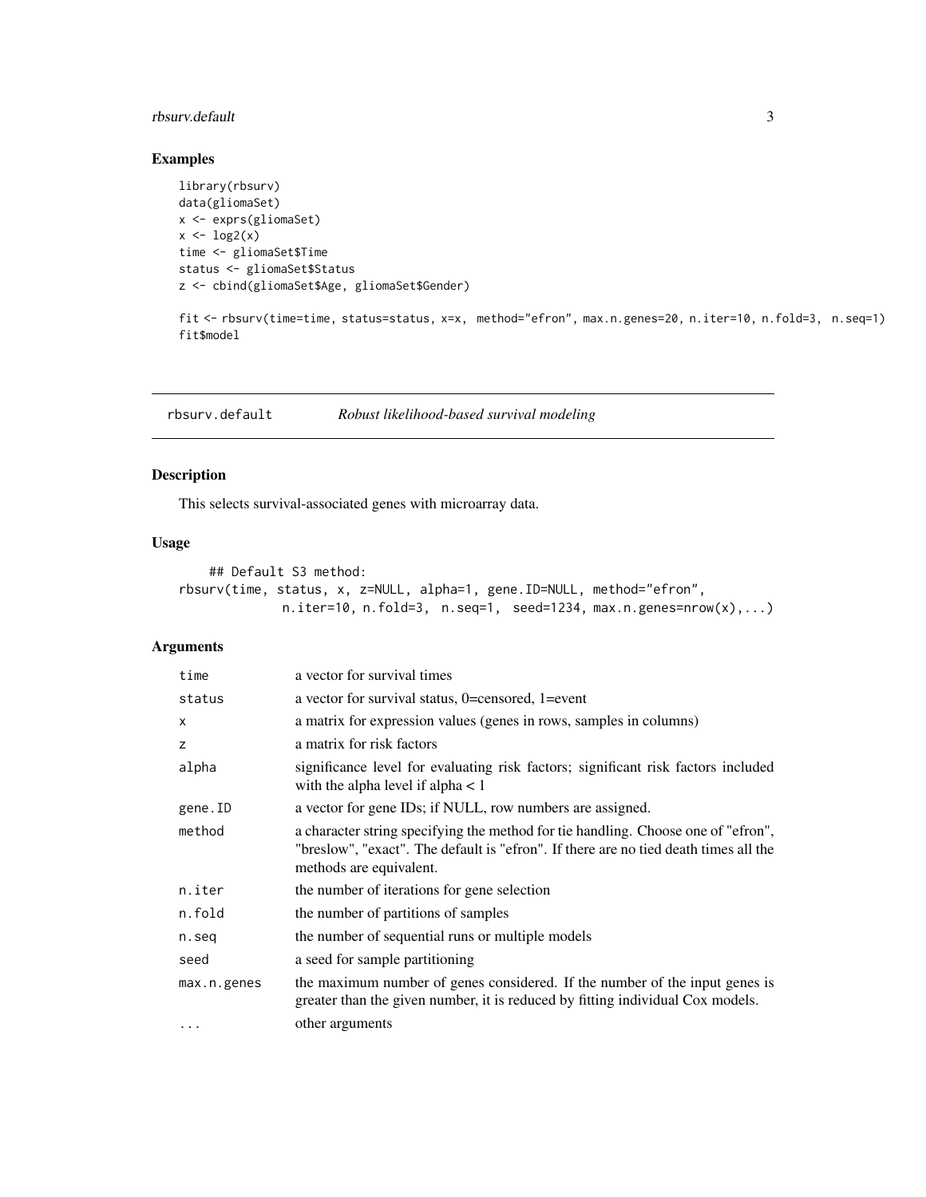## Examples

```
library(rbsurv)
data(gliomaSet)
x <- exprs(gliomaSet)
x <- log2(x)
time <- gliomaSet$Time
status <- gliomaSet$Status
z <- cbind(gliomaSet$Age, gliomaSet$Gender)

fit <- rbsurv(time=time, status=status, x=x,  method="efron", max.n.genes=20, n.iter=10, n.fold=3,  n.seq=1)
fit$model
```

---

# rbsurv.default — *Robust likelihood-based survival modeling*

## Description

This selects survival-associated genes with microarray data.

## Usage

```
    ## Default S3 method:
rbsurv(time, status, x, z=NULL, alpha=1, gene.ID=NULL, method="efron",
             n.iter=10, n.fold=3,  n.seq=1,  seed=1234, max.n.genes=nrow(x),...)
```

## Arguments

| Argument | Description |
|---|---|
| `time` | a vector for survival times |
| `status` | a vector for survival status, 0=censored, 1=event |
| `x` | a matrix for expression values (genes in rows, samples in columns) |
| `z` | a matrix for risk factors |
| `alpha` | significance level for evaluating risk factors; significant risk factors included with the alpha level if alpha < 1 |
| `gene.ID` | a vector for gene IDs; if NULL, row numbers are assigned. |
| `method` | a character string specifying the method for tie handling. Choose one of "efron", "breslow", "exact". The default is "efron". If there are no tied death times all the methods are equivalent. |
| `n.iter` | the number of iterations for gene selection |
| `n.fold` | the number of partitions of samples |
| `n.seq` | the number of sequential runs or multiple models |
| `seed` | a seed for sample partitioning |
| `max.n.genes` | the maximum number of genes considered. If the number of the input genes is greater than the given number, it is reduced by fitting individual Cox models. |
| `...` | other arguments |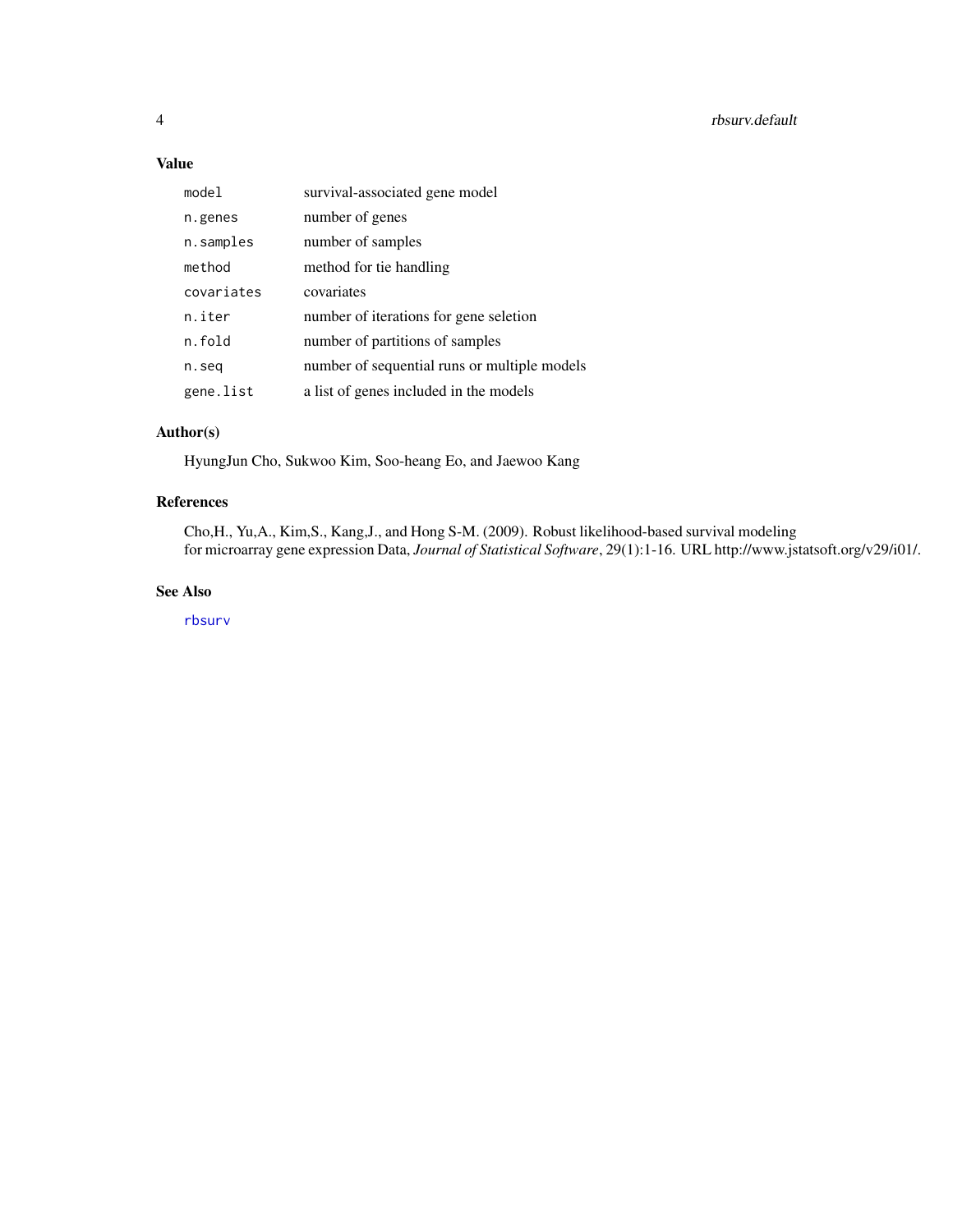## Value

| | |
|---|---|
| `model` | survival-associated gene model |
| `n.genes` | number of genes |
| `n.samples` | number of samples |
| `method` | method for tie handling |
| `covariates` | covariates |
| `n.iter` | number of iterations for gene seletion |
| `n.fold` | number of partitions of samples |
| `n.seq` | number of sequential runs or multiple models |
| `gene.list` | a list of genes included in the models |

## Author(s)

HyungJun Cho, Sukwoo Kim, Soo-heang Eo, and Jaewoo Kang

## References

Cho,H., Yu,A., Kim,S., Kang,J., and Hong S-M. (2009). Robust likelihood-based survival modeling for microarray gene expression Data, *Journal of Statistical Software*, 29(1):1-16. URL http://www.jstatsoft.org/v29/i01/.

## See Also

`rbsurv`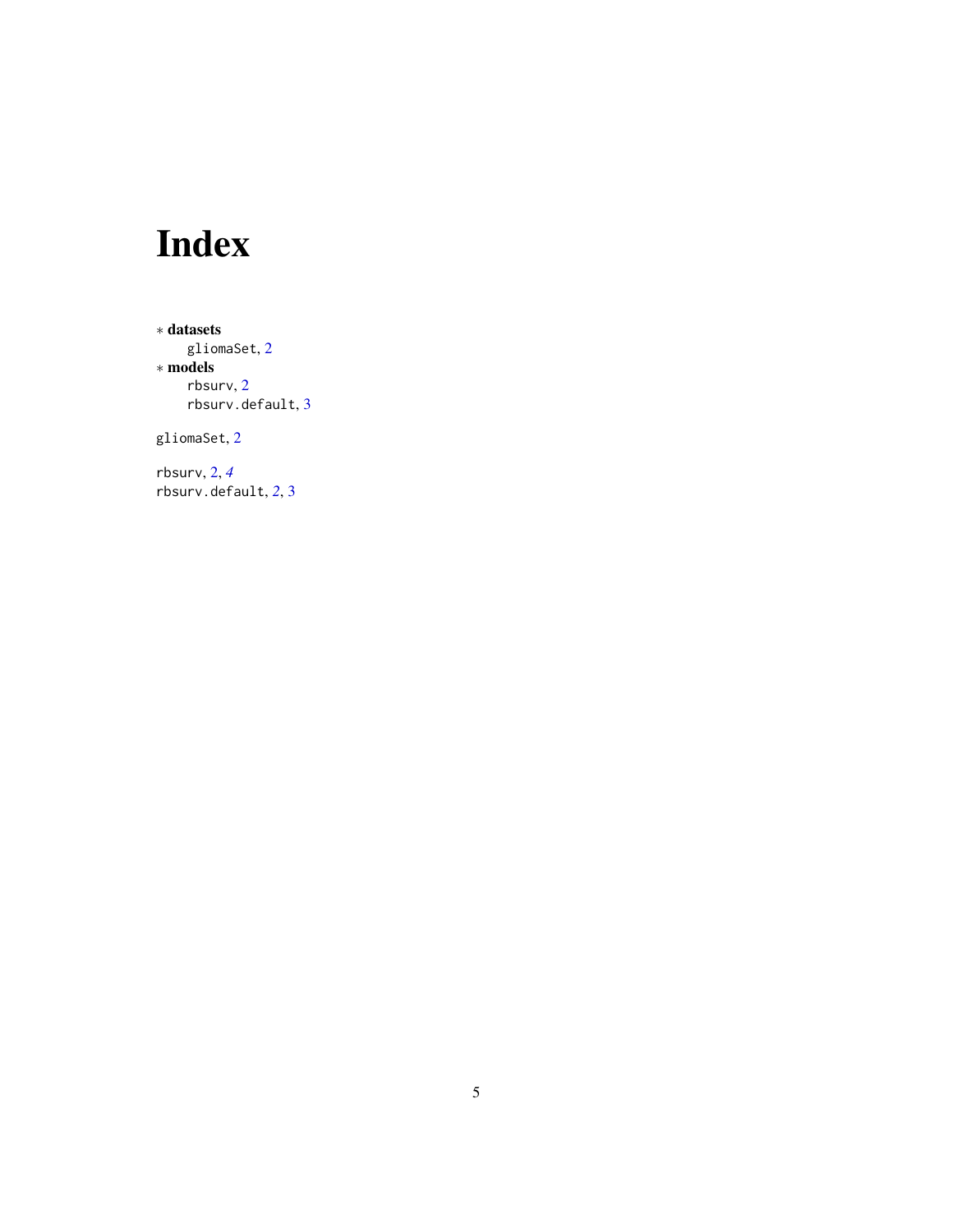# Index

∗ **datasets**
    gliomaSet, 2
∗ **models**
    rbsurv, 2
    rbsurv.default, 3

gliomaSet, 2

rbsurv, 2, *4*
rbsurv.default, *2*, 3